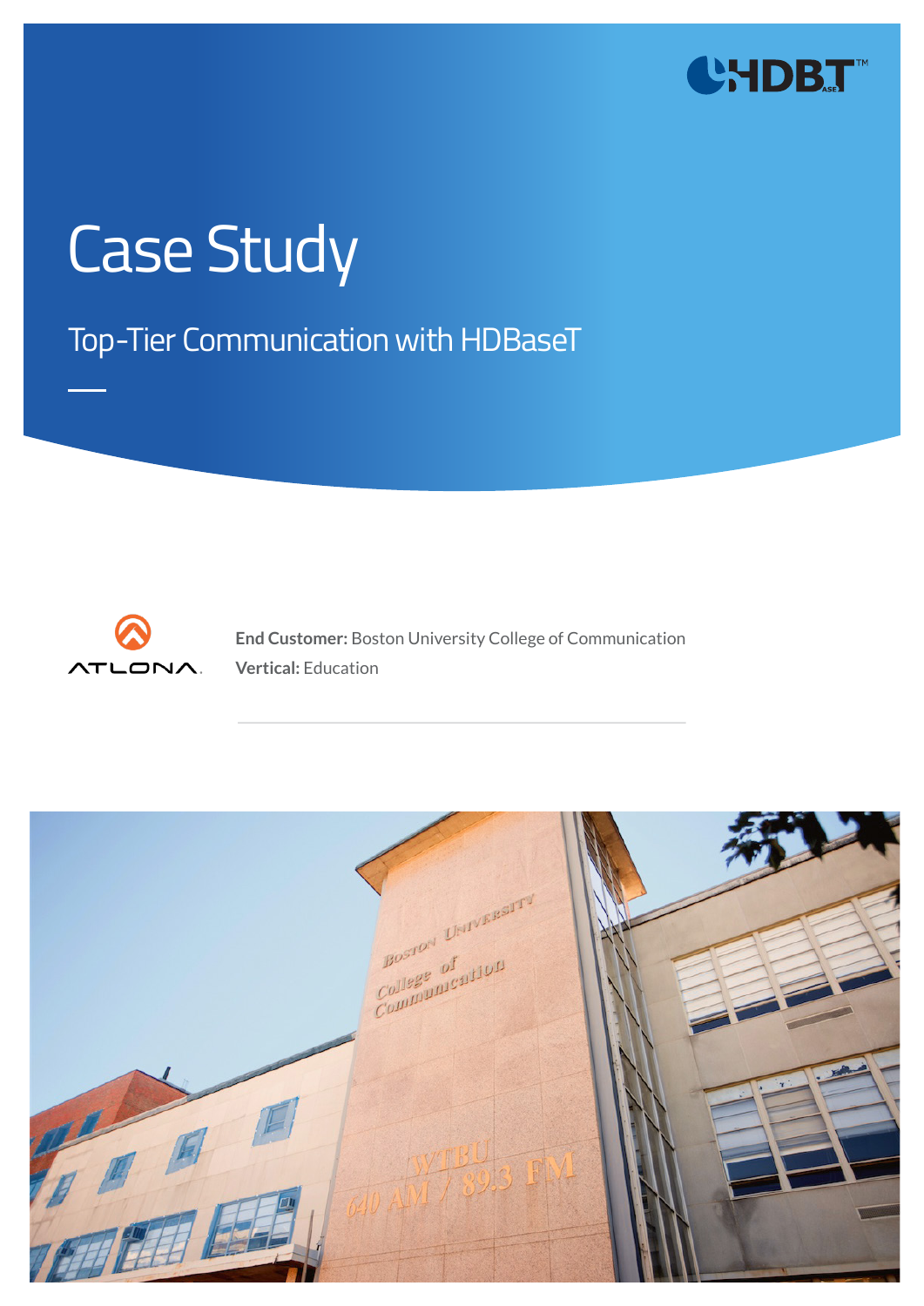# Case Study

## Top-Tier Communication with HDBaseT

**End Customer:** Boston University College of Communication

**Vertical:** Education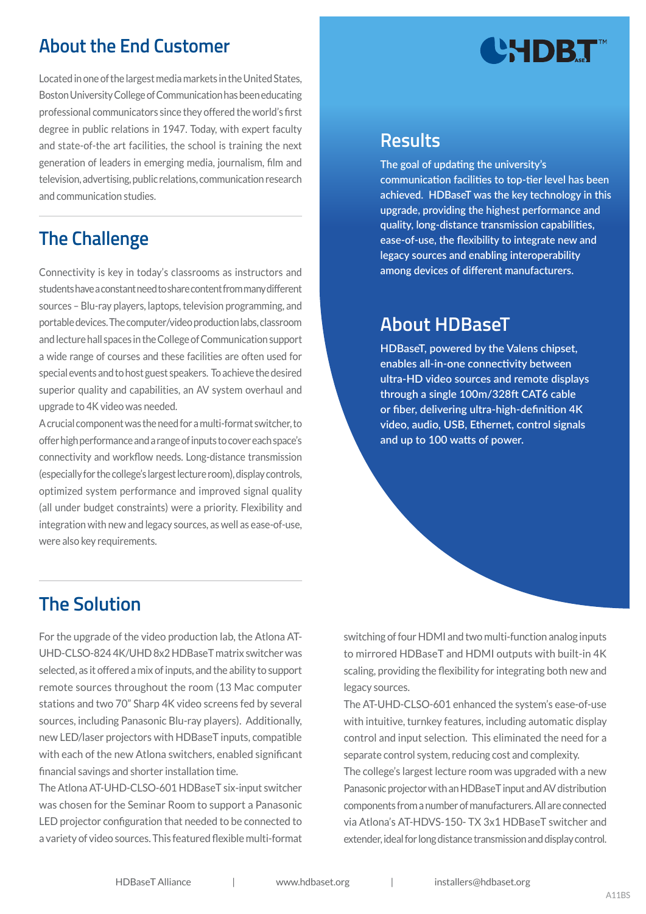## About the End Customer

Located in one of the largest media markets in the United States, Boston University College of Communication has been educating professional communicators since they offered the world's first degree in public relations in 1947. Today, with expert faculty and state-of-the art facilities, the school is training the next generation of leaders in emerging media, journalism, film and television, advertising, public relations, communication research and communication studies.

## The Challenge

Connectivity is key in today's classrooms as instructors and students have a constant need to share content from many different sources – Blu-ray players, laptops, television programming, and portable devices. The computer/video production labs, classroom and lecture hall spaces in the College of Communication support a wide range of courses and these facilities are often used for special events and to host guest speakers. To achieve the desired superior quality and capabilities, an AV system overhaul and upgrade to 4K video was needed.

A crucial component was the need for a multi-format switcher, to offer high performance and a range of inputs to cover each space's connectivity and workflow needs. Long-distance transmission (especially for the college's largest lecture room), display controls, optimized system performance and improved signal quality (all under budget constraints) were a priority. Flexibility and integration with new and legacy sources, as well as ease-of-use, were also key requirements.

## Results

The goal of updating the university's communication facilities to top-tier level has been achieved. HDBaseT was the key technology in this upgrade, providing the highest performance and quality, long-distance transmission capabilities, ease-of-use, the flexibility to integrate new and legacy sources and enabling interoperability among devices of different manufacturers.

## About HDBaseT

HDBaseT, powered by the Valens chipset, enables all-in-one connectivity between ultra-HD video sources and remote displays through a single 100m/328ft CAT6 cable or fiber, delivering ultra-high-definition 4K video, audio, USB, Ethernet, control signals and up to 100 watts of power.

## The Solution

For the upgrade of the video production lab, the Atlona AT-UHD-CLSO-824 4K/UHD 8x2 HDBaseT matrix switcher was selected, as it offered a mix of inputs, and the ability to support remote sources throughout the room (13 Mac computer stations and two 70" Sharp 4K video screens fed by several sources, including Panasonic Blu-ray players). Additionally, new LED/laser projectors with HDBaseT inputs, compatible with each of the new Atlona switchers, enabled significant financial savings and shorter installation time.

The Atlona AT-UHD-CLSO-601 HDBaseT six-input switcher was chosen for the Seminar Room to support a Panasonic LED projector configuration that needed to be connected to a variety of video sources. This featured flexible multi-format switching of four HDMI and two multi-function analog inputs to mirrored HDBaseT and HDMI outputs with built-in 4K scaling, providing the flexibility for integrating both new and legacy sources.

The AT-UHD-CLSO-601 enhanced the system's ease-of-use with intuitive, turnkey features, including automatic display control and input selection. This eliminated the need for a separate control system, reducing cost and complexity.

The college's largest lecture room was upgraded with a new Panasonic projector with an HDBaseT input and AV distribution components from a number of manufacturers. All are connected via Atlona's AT-HDVS-150- TX 3x1 HDBaseT switcher and extender, ideal for long distance transmission and display control.

HDBaseT Alliance | www.hdbaset.org | installers@hdbaset.org